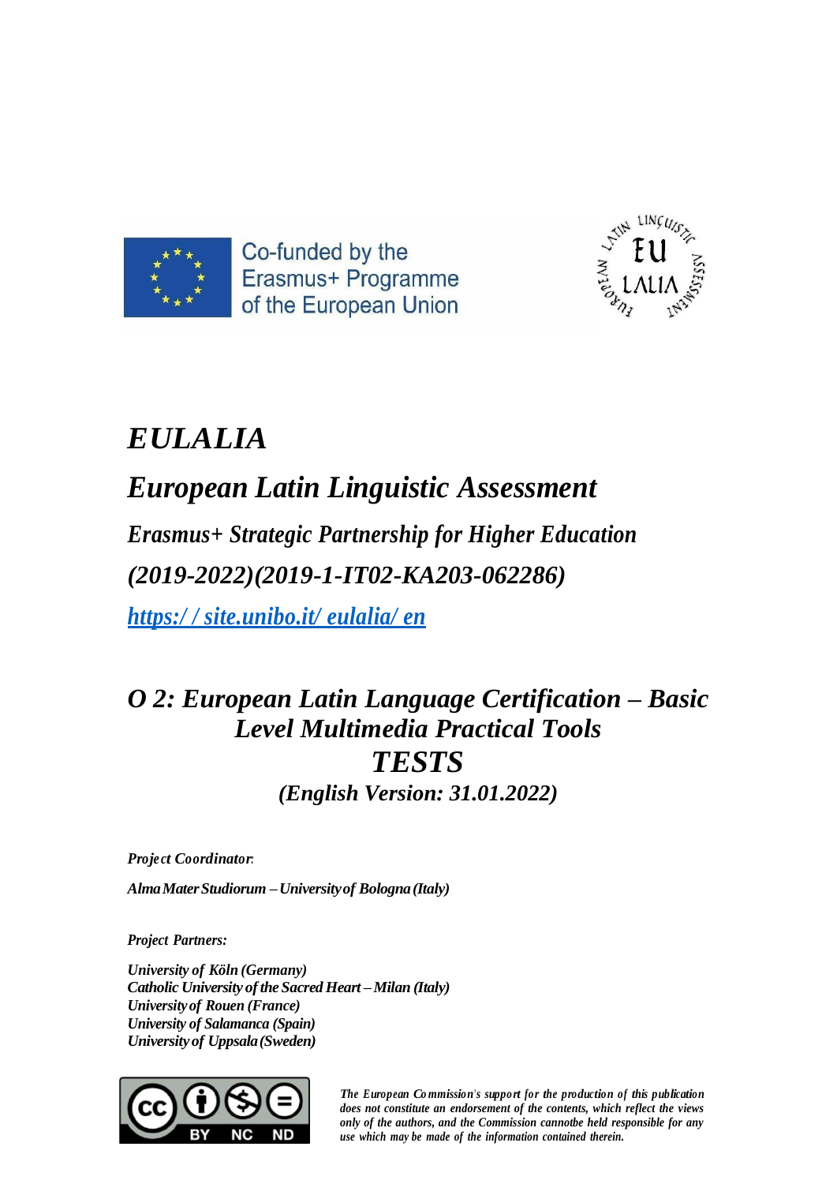Co-funded by the Erasmus+ Programme of the European Union

# *EULALIA*

## *European Latin Linguistic Assessment*

### *Erasmus+ Strategic Partnership for Higher Education*

### *(2019-2022)(2019-1-IT02-KA203-062286)*

*https://site.unibo.it/eulalia/en*

## *O 2: European Latin Language Certification – Basic Level Multimedia Practical Tools*

## *TESTS*

### *(English Version: 31.01.2022)*

*Project Coordinator:*

*Alma Mater Studiorum – University of Bologna (Italy)*

*Project Partners:*

*University of Köln (Germany)*
*Catholic University of the Sacred Heart – Milan (Italy)*
*University of Rouen (France)*
*University of Salamanca (Spain)*
*University of Uppsala (Sweden)*

*The European Commission's support for the production of this publication does not constitute an endorsement of the contents, which reflect the views only of the authors, and the Commission cannot be held responsible for any use which may be made of the information contained therein.*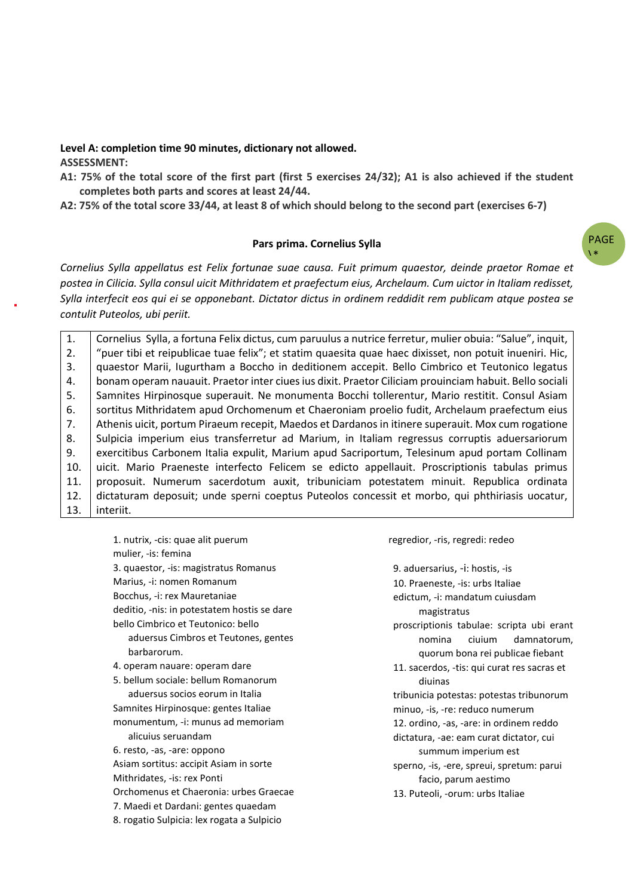**Level A: completion time 90 minutes, dictionary not allowed.**
**ASSESSMENT:**
**A1: 75% of the total score of the first part (first 5 exercises 24/32); A1 is also achieved if the student completes both parts and scores at least 24/44.**
**A2: 75% of the total score 33/44, at least 8 of which should belong to the second part (exercises 6-7)**

### Pars prima. Cornelius Sylla

*Cornelius Sylla appellatus est Felix fortunae suae causa. Fuit primum quaestor, deinde praetor Romae et postea in Cilicia. Sylla consul uicit Mithridatem et praefectum eius, Archelaum. Cum uictor in Italiam redisset, Sylla interfecit eos qui ei se opponebant. Dictator dictus in ordinem reddidit rem publicam atque postea se contulit Puteolos, ubi periit.*

| | |
|---|---|
| 1. | Cornelius Sylla, a fortuna Felix dictus, cum paruulus a nutrice ferretur, mulier obuia: "Salue", inquit, |
| 2. | "puer tibi et reipublicae tuae felix"; et statim quaesita quae haec dixisset, non potuit inueniri. Hic, |
| 3. | quaestor Marii, Iugurtham a Boccho in deditionem accepit. Bello Cimbrico et Teutonico legatus |
| 4. | bonam operam nauauit. Praetor inter ciues ius dixit. Praetor Ciliciam prouinciam habuit. Bello sociali |
| 5. | Samnites Hirpinosque superauit. Ne monumenta Bocchi tollerentur, Mario restitit. Consul Asiam |
| 6. | sortitus Mithridatem apud Orchomenum et Chaeroniam proelio fudit, Archelaum praefectum eius |
| 7. | Athenis uicit, portum Piraeum recepit, Maedos et Dardanos in itinere superauit. Mox cum rogatione |
| 8. | Sulpicia imperium eius transferretur ad Marium, in Italiam regressus corruptis aduersariorum |
| 9. | exercitibus Carbonem Italia expulit, Marium apud Sacriportum, Telesinum apud portam Collinam |
| 10. | uicit. Mario Praeneste interfecto Felicem se edicto appellauit. Proscriptionis tabulas primus |
| 11. | proposuit. Numerum sacerdotum auxit, tribuniciam potestatem minuit. Republica ordinata |
| 12. | dictaturam deposuit; unde sperni coeptus Puteolos concessit et morbo, qui phthiriasis uocatur, |
| 13. | interiit. |

1. nutrix, -cis: quae alit puerum
mulier, -is: femina
3. quaestor, -is: magistratus Romanus
Marius, -i: nomen Romanum
Bocchus, -i: rex Mauretaniae
deditio, -nis: in potestatem hostis se dare
bello Cimbrico et Teutonico: bello aduersus Cimbros et Teutones, gentes barbarorum.
4. operam nauare: operam dare
5. bellum sociale: bellum Romanorum aduersus socios eorum in Italia
Samnites Hirpinosque: gentes Italiae
monumentum, -i: munus ad memoriam alicuius seruandam
6. resto, -as, -are: oppono
Asiam sortitus: accipit Asiam in sorte
Mithridates, -is: rex Ponti
Orchomenus et Chaeronia: urbes Graecae
7. Maedi et Dardani: gentes quaedam
8. rogatio Sulpicia: lex rogata a Sulpicio
regredior, -ris, regredi: redeo

9. aduersarius, -i: hostis, -is
10. Praeneste, -is: urbs Italiae
edictum, -i: mandatum cuiusdam magistratus
proscriptionis tabulae: scripta ubi erant nomina ciuium damnatorum, quorum bona rei publicae fiebant
11. sacerdos, -tis: qui curat res sacras et diuinas
tribunicia potestas: potestas tribunorum
minuo, -is, -re: reduco numerum
12. ordino, -as, -are: in ordinem reddo
dictatura, -ae: eam curat dictator, cui summum imperium est
sperno, -is, -ere, spreui, spretum: parui facio, parum aestimo
13. Puteoli, -orum: urbs Italiae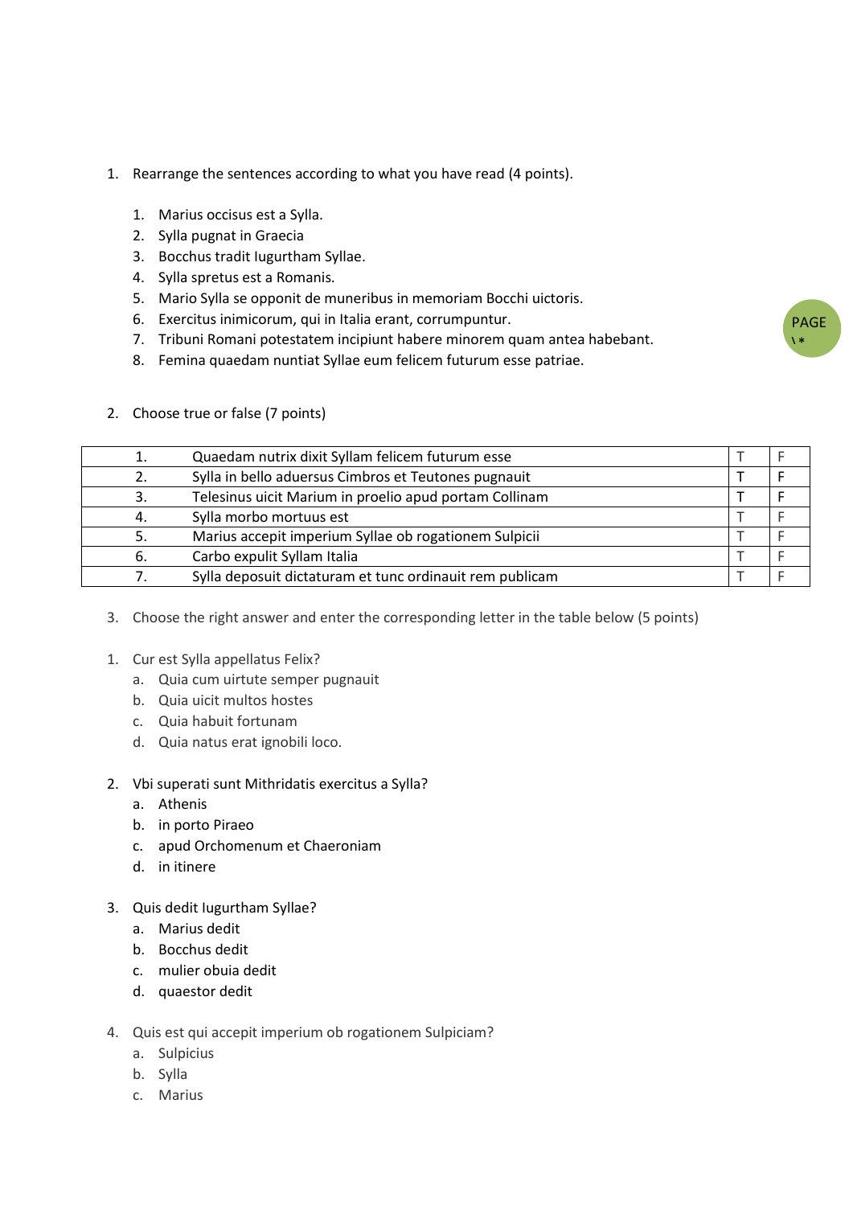1. Rearrange the sentences according to what you have read (4 points).

    1. Marius occisus est a Sylla.
    2. Sylla pugnat in Graecia
    3. Bocchus tradit Iugurtham Syllae.
    4. Sylla spretus est a Romanis.
    5. Mario Sylla se opponit de muneribus in memoriam Bocchi uictoris.
    6. Exercitus inimicorum, qui in Italia erant, corrumpuntur.
    7. Tribuni Romani potestatem incipiunt habere minorem quam antea habebant.
    8. Femina quaedam nuntiat Syllae eum felicem futurum esse patriae.

2. Choose true or false (7 points)

| | | | |
|---|---|---|---|
| 1. | Quaedam nutrix dixit Syllam felicem futurum esse | T | F |
| 2. | Sylla in bello aduersus Cimbros et Teutones pugnauit | T | F |
| 3. | Telesinus uicit Marium in proelio apud portam Collinam | T | F |
| 4. | Sylla morbo mortuus est | T | F |
| 5. | Marius accepit imperium Syllae ob rogationem Sulpicii | T | F |
| 6. | Carbo expulit Syllam Italia | T | F |
| 7. | Sylla deposuit dictaturam et tunc ordinauit rem publicam | T | F |

3. Choose the right answer and enter the corresponding letter in the table below (5 points)

1. Cur est Sylla appellatus Felix?
    a. Quia cum uirtute semper pugnauit
    b. Quia uicit multos hostes
    c. Quia habuit fortunam
    d. Quia natus erat ignobili loco.

2. Vbi superati sunt Mithridatis exercitus a Sylla?
    a. Athenis
    b. in porto Piraeo
    c. apud Orchomenum et Chaeroniam
    d. in itinere

3. Quis dedit Iugurtham Syllae?
    a. Marius dedit
    b. Bocchus dedit
    c. mulier obuia dedit
    d. quaestor dedit

4. Quis est qui accepit imperium ob rogationem Sulpiciam?
    a. Sulpicius
    b. Sylla
    c. Marius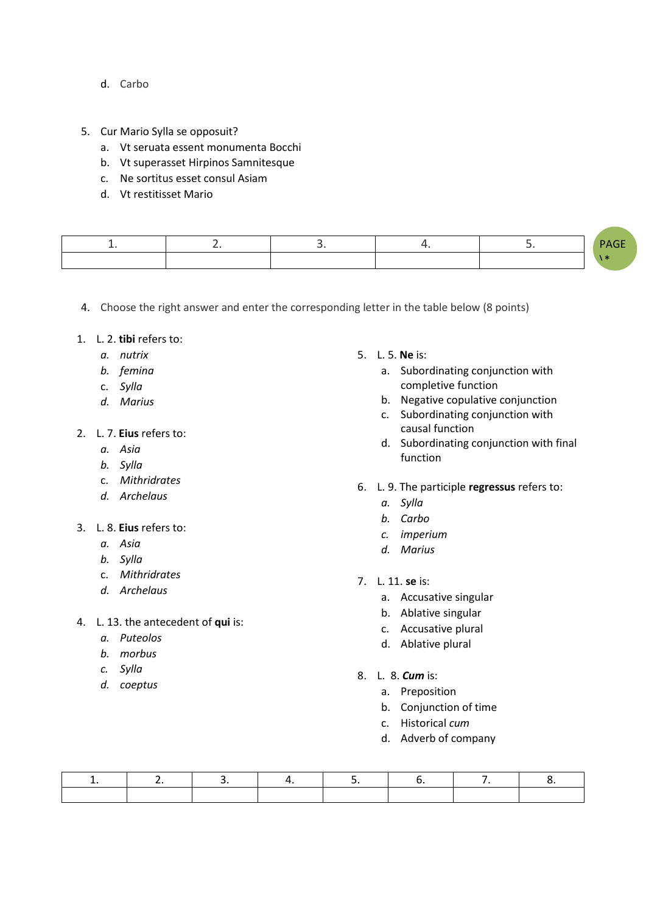d. Carbo

5. Cur Mario Sylla se opposuit?
   a. Vt seruata essent monumenta Bocchi
   b. Vt superasset Hirpinos Samnitesque
   c. Ne sortitus esset consul Asiam
   d. Vt restitisset Mario

| 1. | 2. | 3. | 4. | 5. |
|---|---|---|---|---|
| | | | | |

4. Choose the right answer and enter the corresponding letter in the table below (8 points)

1. L. 2. **tibi** refers to:
   a. *nutrix*
   b. *femina*
   c. *Sylla*
   d. *Marius*

2. L. 7. **Eius** refers to:
   a. *Asia*
   b. *Sylla*
   c. *Mithridrates*
   d. *Archelaus*

3. L. 8. **Eius** refers to:
   a. *Asia*
   b. *Sylla*
   c. *Mithridrates*
   d. *Archelaus*

4. L. 13. the antecedent of **qui** is:
   a. *Puteolos*
   b. *morbus*
   c. *Sylla*
   d. *coeptus*

5. L. 5. **Ne** is:
   a. Subordinating conjunction with completive function
   b. Negative copulative conjunction
   c. Subordinating conjunction with causal function
   d. Subordinating conjunction with final function

6. L. 9. The participle **regressus** refers to:
   a. *Sylla*
   b. *Carbo*
   c. *imperium*
   d. *Marius*

7. L. 11. **se** is:
   a. Accusative singular
   b. Ablative singular
   c. Accusative plural
   d. Ablative plural

8. L. 8. ***Cum*** is:
   a. Preposition
   b. Conjunction of time
   c. Historical *cum*
   d. Adverb of company

| 1. | 2. | 3. | 4. | 5. | 6. | 7. | 8. |
|---|---|---|---|---|---|---|---|
| | | | | | | | |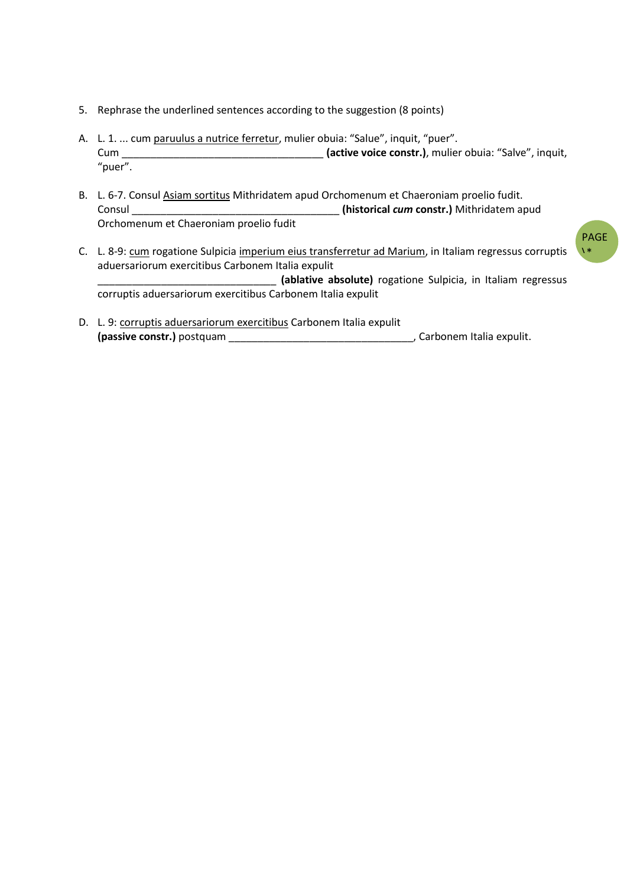5. Rephrase the underlined sentences according to the suggestion (8 points)

A. L. 1. ... cum <u>paruulus a nutrice ferretur</u>, mulier obuia: "Salue", inquit, "puer".
Cum ____________________________________ **(active voice constr.)**, mulier obuia: "Salve", inquit, "puer".

B. L. 6-7. Consul <u>Asiam sortitus</u> Mithridatem apud Orchomenum et Chaeroniam proelio fudit.
Consul _____________________________________ **(historical *cum* constr.)** Mithridatem apud Orchomenum et Chaeroniam proelio fudit

C. L. 8-9: <u>cum</u> rogatione Sulpicia <u>imperium eius transferretur ad Marium</u>, in Italiam regressus corruptis aduersariorum exercitibus Carbonem Italia expulit
________________________________ **(ablative absolute)** rogatione Sulpicia, in Italiam regressus corruptis aduersariorum exercitibus Carbonem Italia expulit

D. L. 9: <u>corruptis aduersariorum exercitibus</u> Carbonem Italia expulit
**(passive constr.)** postquam _________________________________, Carbonem Italia expulit.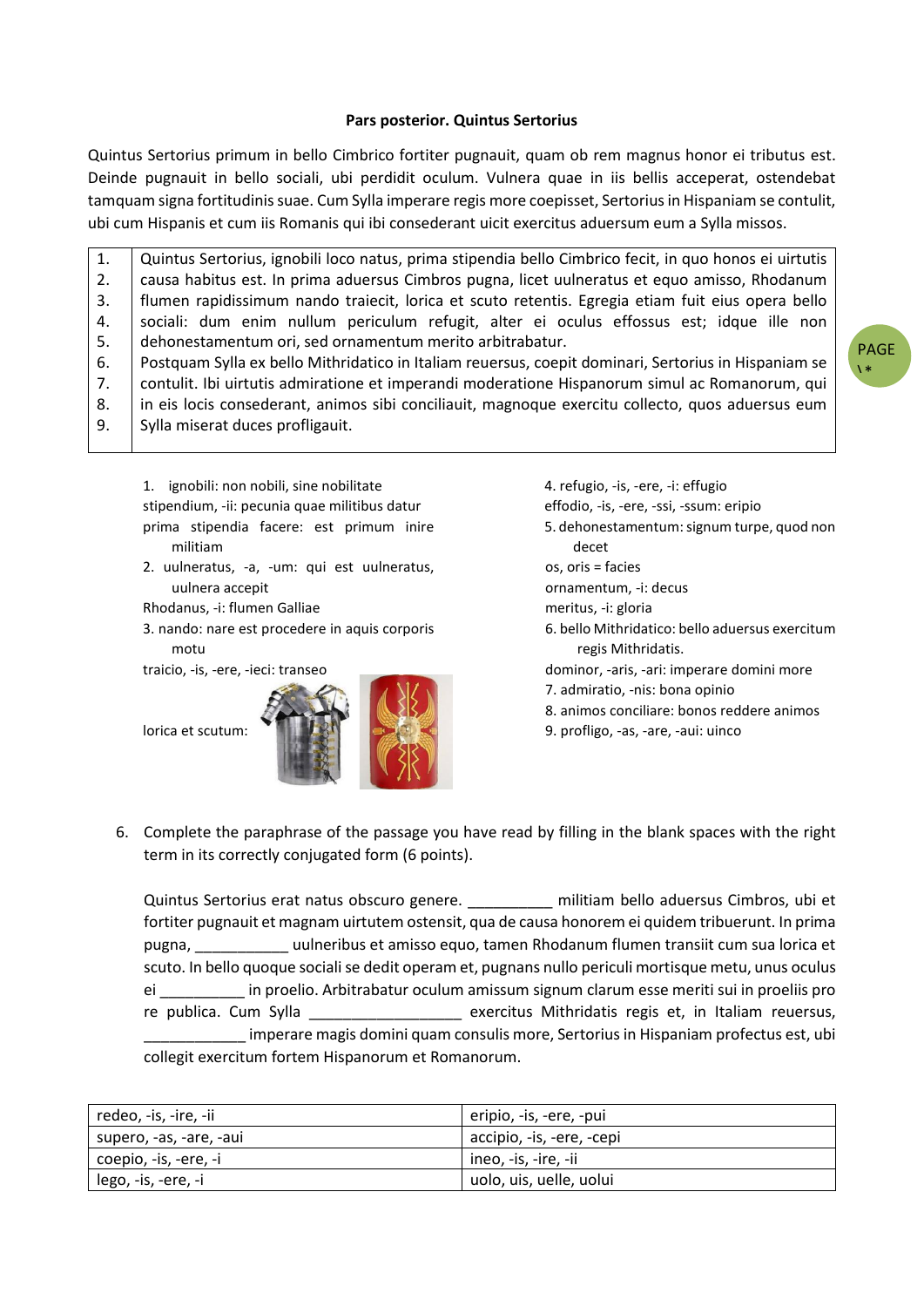**Pars posterior. Quintus Sertorius**

Quintus Sertorius primum in bello Cimbrico fortiter pugnauit, quam ob rem magnus honor ei tributus est. Deinde pugnauit in bello sociali, ubi perdidit oculum. Vulnera quae in iis bellis acceperat, ostendebat tamquam signa fortitudinis suae. Cum Sylla imperare regis more coepisset, Sertorius in Hispaniam se contulit, ubi cum Hispanis et cum iis Romanis qui ibi consederant uicit exercitus aduersum eum a Sylla missos.

| | |
|---|---|
| 1. | Quintus Sertorius, ignobili loco natus, prima stipendia bello Cimbrico fecit, in quo honos ei uirtutis |
| 2. | causa habitus est. In prima aduersus Cimbros pugna, licet uulneratus et equo amisso, Rhodanum |
| 3. | flumen rapidissimum nando traiecit, lorica et scuto retentis. Egregia etiam fuit eius opera bello |
| 4. | sociali: dum enim nullum periculum refugit, alter ei oculus effossus est; idque ille non |
| 5. | dehonestamentum ori, sed ornamentum merito arbitrabatur. |
| 6. | Postquam Sylla ex bello Mithridatico in Italiam reuersus, coepit dominari, Sertorius in Hispaniam se |
| 7. | contulit. Ibi uirtutis admiratione et imperandi moderatione Hispanorum simul ac Romanorum, qui |
| 8. | in eis locis consederant, animos sibi conciliauit, magnoque exercitu collecto, quos aduersus eum |
| 9. | Sylla miserat duces profligauit. |

1. ignobili: non nobili, sine nobilitate
stipendium, -ii: pecunia quae militibus datur
prima stipendia facere: est primum inire militiam
2. uulneratus, -a, -um: qui est uulneratus, uulnera accepit
Rhodanus, -i: flumen Galliae
3. nando: nare est procedere in aquis corporis motu
traicio, -is, -ere, -ieci: transeo
lorica et scutum:

4. refugio, -is, -ere, -i: effugio
effodio, -is, -ere, -ssi, -ssum: eripio
5. dehonestamentum: signum turpe, quod non decet
os, oris = facies
ornamentum, -i: decus
meritus, -i: gloria
6. bello Mithridatico: bello aduersus exercitum regis Mithridatis.
dominor, -aris, -ari: imperare domini more
7. admiratio, -nis: bona opinio
8. animos conciliare: bonos reddere animos
9. profligo, -as, -are, -aui: uinco

6. Complete the paraphrase of the passage you have read by filling in the blank spaces with the right term in its correctly conjugated form (6 points).

Quintus Sertorius erat natus obscuro genere. __________ militiam bello aduersus Cimbros, ubi et fortiter pugnauit et magnam uirtutem ostensit, qua de causa honorem ei quidem tribuerunt. In prima pugna, ___________ uulneribus et amisso equo, tamen Rhodanum flumen transiit cum sua lorica et scuto. In bello quoque sociali se dedit operam et, pugnans nullo periculi mortisque metu, unus oculus ei __________ in proelio. Arbitrabatur oculum amissum signum clarum esse meriti sui in proeliis pro re publica. Cum Sylla __________________ exercitus Mithridatis regis et, in Italiam reuersus, ____________ imperare magis domini quam consulis more, Sertorius in Hispaniam profectus est, ubi collegit exercitum fortem Hispanorum et Romanorum.

| | |
|---|---|
| redeo, -is, -ire, -ii | eripio, -is, -ere, -pui |
| supero, -as, -are, -aui | accipio, -is, -ere, -cepi |
| coepio, -is, -ere, -i | ineo, -is, -ire, -ii |
| lego, -is, -ere, -i | uolo, uis, uelle, uolui |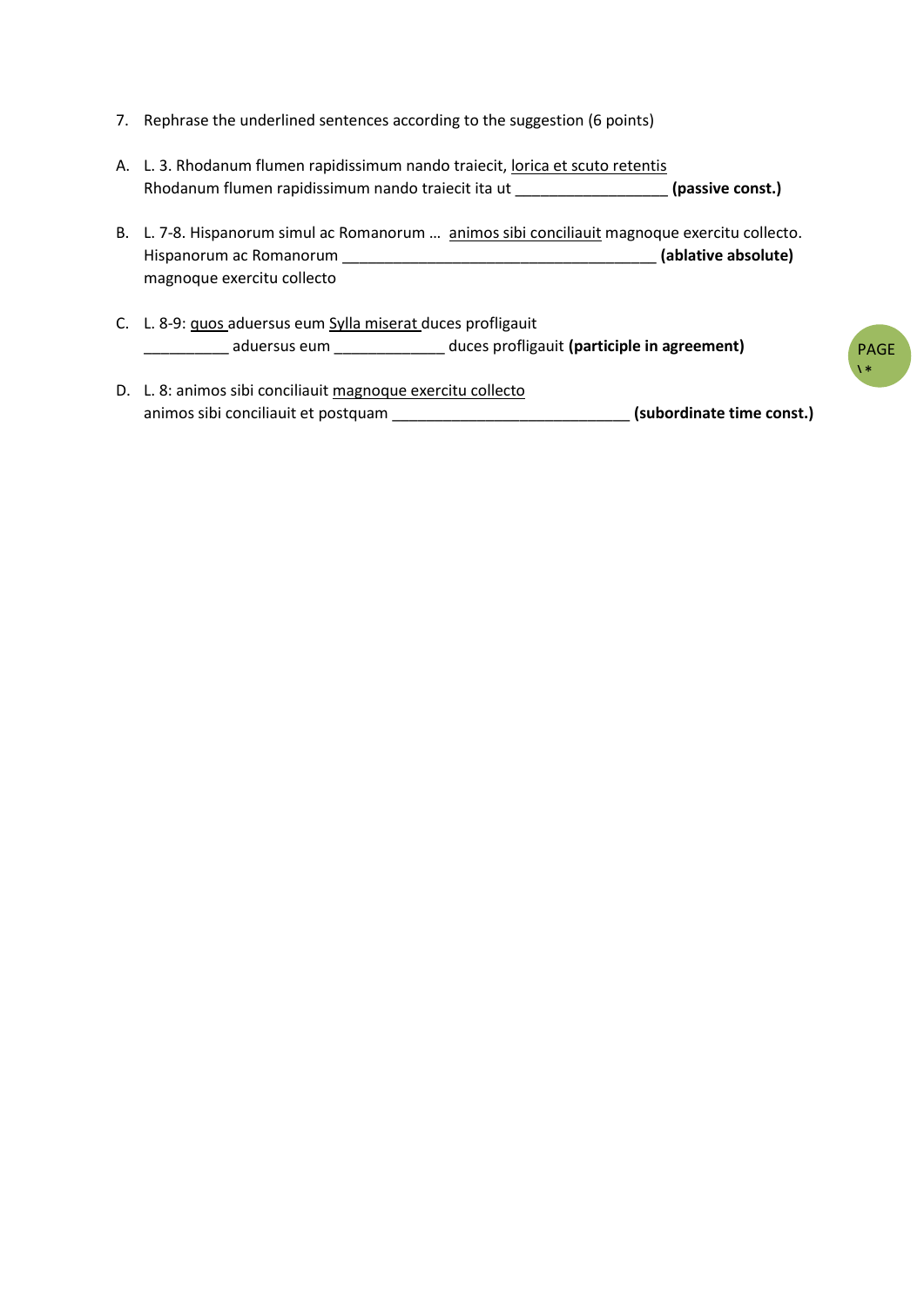7. Rephrase the underlined sentences according to the suggestion (6 points)

A. L. 3. Rhodanum flumen rapidissimum nando traiecit, <u>lorica et scuto retentis</u>
   Rhodanum flumen rapidissimum nando traiecit ita ut __________________ **(passive const.)**

B. L. 7-8. Hispanorum simul ac Romanorum … <u>animos sibi conciliauit</u> magnoque exercitu collecto.
   Hispanorum ac Romanorum ______________________________________ **(ablative absolute)**
   magnoque exercitu collecto

C. L. 8-9: <u>quos</u> aduersus eum <u>Sylla miserat</u> duces profligauit
   __________ aduersus eum _____________ duces profligauit **(participle in agreement)**

D. L. 8: animos sibi conciliauit <u>magnoque exercitu collecto</u>
   animos sibi conciliauit et postquam ____________________________ **(subordinate time const.)**